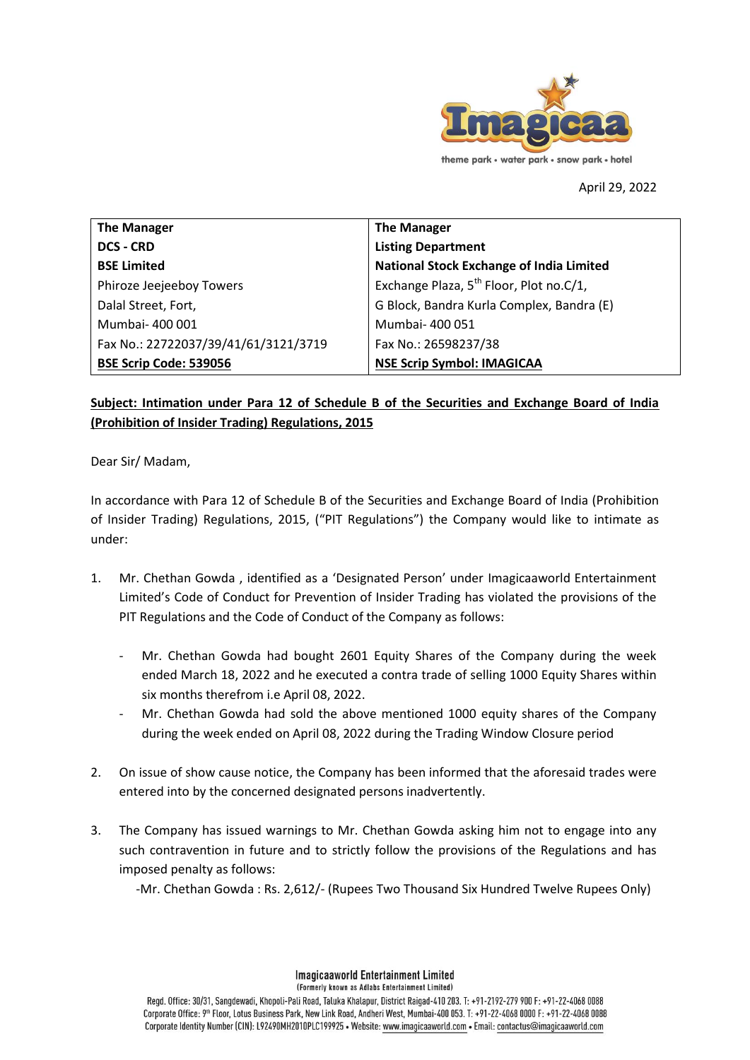April 29, 2022

| **The Manager** | **The Manager** |
| --- | --- |
| **DCS - CRD** | **Listing Department** |
| **BSE Limited** | **National Stock Exchange of India Limited** |
| Phiroze Jeejeeboy Towers | Exchange Plaza, 5th Floor, Plot no.C/1, |
| Dalal Street, Fort, | G Block, Bandra Kurla Complex, Bandra (E) |
| Mumbai- 400 001 | Mumbai- 400 051 |
| Fax No.: 22722037/39/41/61/3121/3719 | Fax No.: 26598237/38 |
| **BSE Scrip Code: 539056** | **NSE Scrip Symbol: IMAGICAA** |

**Subject: Intimation under Para 12 of Schedule B of the Securities and Exchange Board of India (Prohibition of Insider Trading) Regulations, 2015**

Dear Sir/ Madam,

In accordance with Para 12 of Schedule B of the Securities and Exchange Board of India (Prohibition of Insider Trading) Regulations, 2015, ("PIT Regulations") the Company would like to intimate as under:

1. Mr. Chethan Gowda , identified as a 'Designated Person' under Imagicaaworld Entertainment Limited's Code of Conduct for Prevention of Insider Trading has violated the provisions of the PIT Regulations and the Code of Conduct of the Company as follows:

   - Mr. Chethan Gowda had bought 2601 Equity Shares of the Company during the week ended March 18, 2022 and he executed a contra trade of selling 1000 Equity Shares within six months therefrom i.e April 08, 2022.
   - Mr. Chethan Gowda had sold the above mentioned 1000 equity shares of the Company during the week ended on April 08, 2022 during the Trading Window Closure period

2. On issue of show cause notice, the Company has been informed that the aforesaid trades were entered into by the concerned designated persons inadvertently.

3. The Company has issued warnings to Mr. Chethan Gowda asking him not to engage into any such contravention in future and to strictly follow the provisions of the Regulations and has imposed penalty as follows:

   -Mr. Chethan Gowda : Rs. 2,612/- (Rupees Two Thousand Six Hundred Twelve Rupees Only)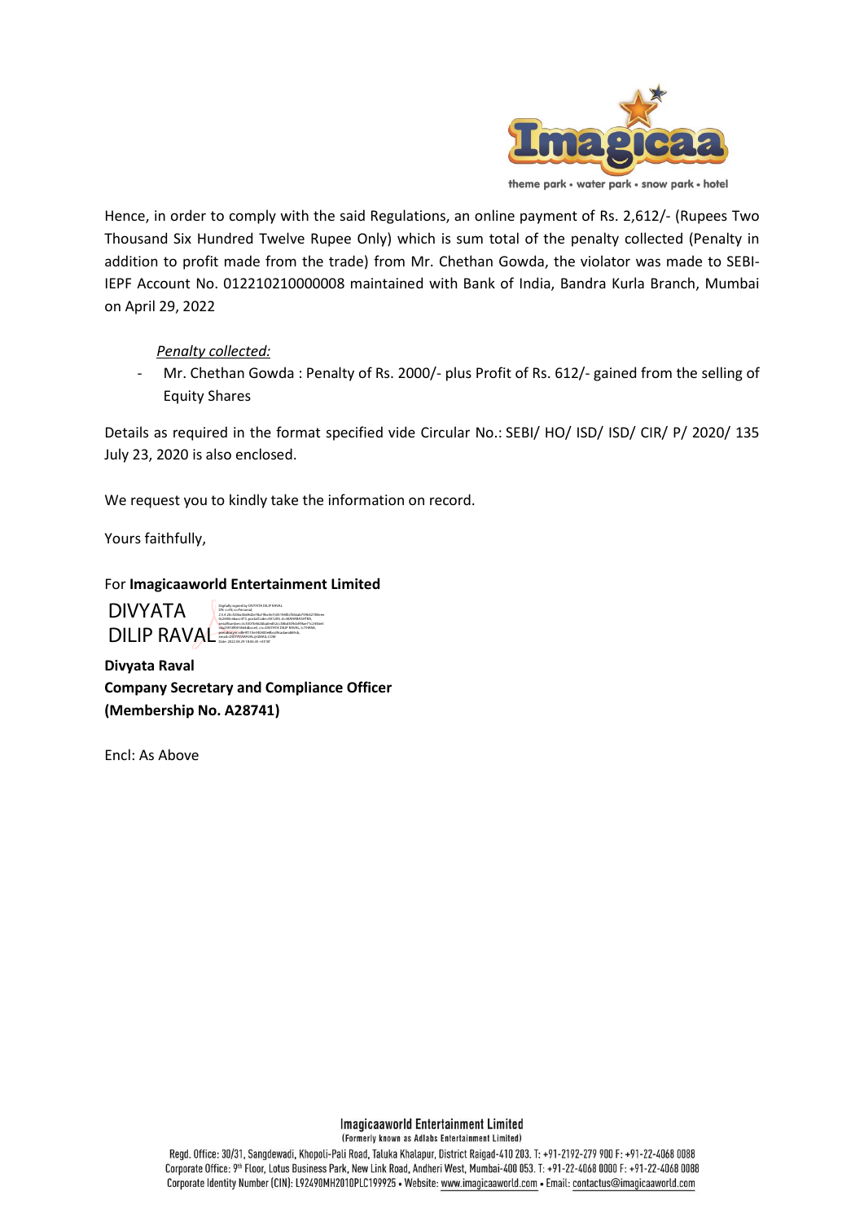Hence, in order to comply with the said Regulations, an online payment of Rs. 2,612/- (Rupees Two Thousand Six Hundred Twelve Rupee Only) which is sum total of the penalty collected (Penalty in addition to profit made from the trade) from Mr. Chethan Gowda, the violator was made to SEBI-IEPF Account No. 012210210000008 maintained with Bank of India, Bandra Kurla Branch, Mumbai on April 29, 2022

*Penalty collected:*

- Mr. Chethan Gowda : Penalty of Rs. 2000/- plus Profit of Rs. 612/- gained from the selling of Equity Shares

Details as required in the format specified vide Circular No.: SEBI/ HO/ ISD/ ISD/ CIR/ P/ 2020/ 135 July 23, 2020 is also enclosed.

We request you to kindly take the information on record.

Yours faithfully,

For **Imagicaaworld Entertainment Limited**

DIVYATA DILIP RAVAL

**Divyata Raval**
**Company Secretary and Compliance Officer**
**(Membership No. A28741)**

Encl: As Above

**Imagicaaworld Entertainment Limited**
(Formerly known as Adlabs Entertainment Limited)

Regd. Office: 30/31, Sangdewadi, Khopoli-Pali Road, Taluka Khalapur, District Raigad-410 203. T: +91-2192-279 900 F: +91-22-4068 0088
Corporate Office: 9th Floor, Lotus Business Park, New Link Road, Andheri West, Mumbai-400 053. T: +91-22-4068 0000 F: +91-22-4068 0088
Corporate Identity Number (CIN): L92490MH2010PLC199925 • Website: www.imagicaaworld.com • Email: contactus@imagicaaworld.com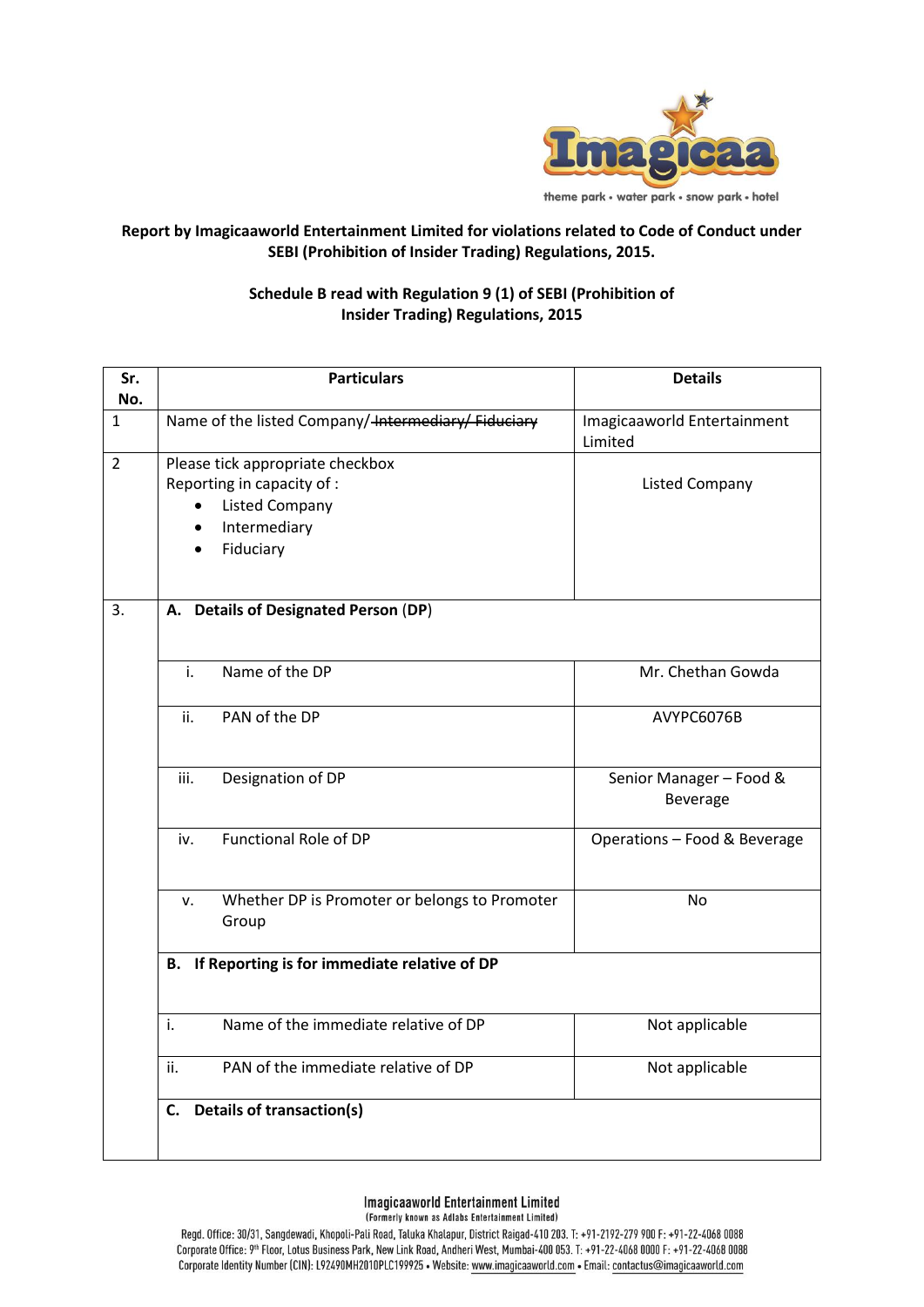**Report by Imagicaaworld Entertainment Limited for violations related to Code of Conduct under SEBI (Prohibition of Insider Trading) Regulations, 2015.**

**Schedule B read with Regulation 9 (1) of SEBI (Prohibition of Insider Trading) Regulations, 2015**

| Sr. No. | Particulars | Details |
|---|---|---|
| 1 | Name of the listed Company/ ~~Intermediary/ Fiduciary~~ | Imagicaaworld Entertainment Limited |
| 2 | Please tick appropriate checkbox<br>Reporting in capacity of :<br>• Listed Company<br>• Intermediary<br>• Fiduciary | Listed Company |
| 3. | **A. Details of Designated Person (DP)** | |
| | i. Name of the DP | Mr. Chethan Gowda |
| | ii. PAN of the DP | AVYPC6076B |
| | iii. Designation of DP | Senior Manager – Food & Beverage |
| | iv. Functional Role of DP | Operations – Food & Beverage |
| | v. Whether DP is Promoter or belongs to Promoter Group | No |
| | **B. If Reporting is for immediate relative of DP** | |
| | i. Name of the immediate relative of DP | Not applicable |
| | ii. PAN of the immediate relative of DP | Not applicable |
| | **C. Details of transaction(s)** | |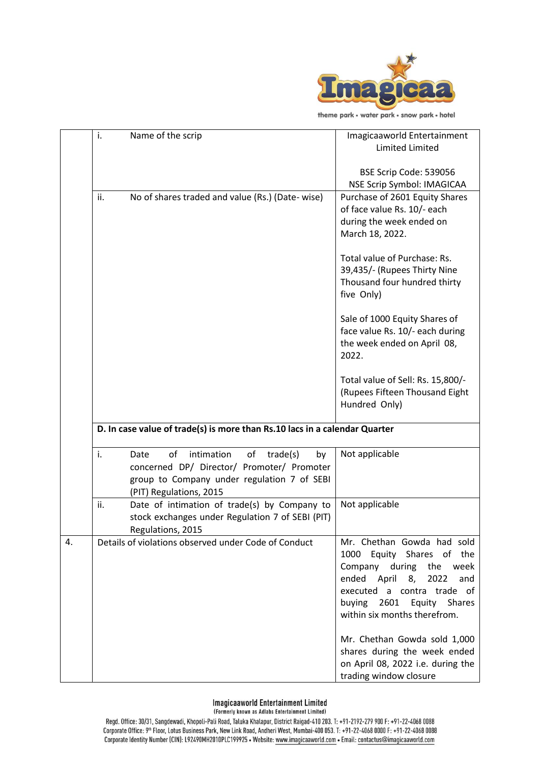| | | |
|---|---|---|
| | i. Name of the scrip | Imagicaaworld Entertainment Limited Limited<br><br>BSE Scrip Code: 539056<br>NSE Scrip Symbol: IMAGICAA |
| | ii. No of shares traded and value (Rs.) (Date- wise) | Purchase of 2601 Equity Shares of face value Rs. 10/- each during the week ended on March 18, 2022.<br><br>Total value of Purchase: Rs. 39,435/- (Rupees Thirty Nine Thousand four hundred thirty five Only)<br><br>Sale of 1000 Equity Shares of face value Rs. 10/- each during the week ended on April 08, 2022.<br><br>Total value of Sell: Rs. 15,800/- (Rupees Fifteen Thousand Eight Hundred Only) |
| | **D. In case value of trade(s) is more than Rs.10 lacs in a calendar Quarter** | |
| | i. Date of intimation of trade(s) by concerned DP/ Director/ Promoter/ Promoter group to Company under regulation 7 of SEBI (PIT) Regulations, 2015 | Not applicable |
| | ii. Date of intimation of trade(s) by Company to stock exchanges under Regulation 7 of SEBI (PIT) Regulations, 2015 | Not applicable |
| 4. | Details of violations observed under Code of Conduct | Mr. Chethan Gowda had sold 1000 Equity Shares of the Company during the week ended April 8, 2022 and executed a contra trade of buying 2601 Equity Shares within six months therefrom.<br><br>Mr. Chethan Gowda sold 1,000 shares during the week ended on April 08, 2022 i.e. during the trading window closure |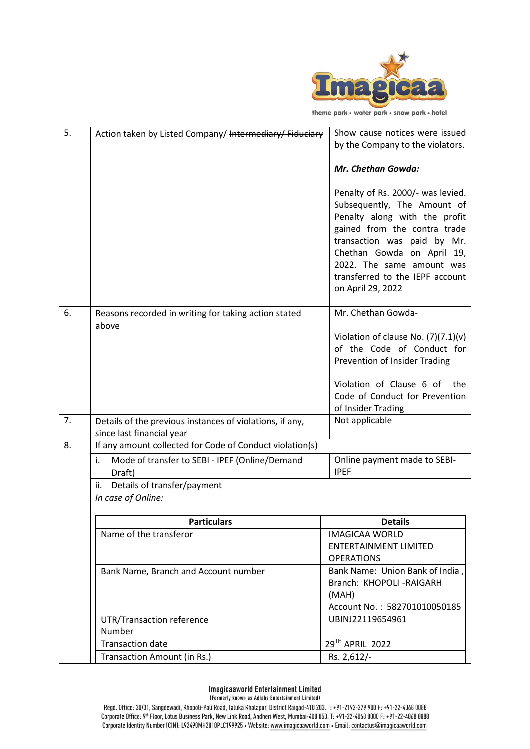| 5. | Action taken by Listed Company/ ~~Intermediary/ Fiduciary~~ | Show cause notices were issued by the Company to the violators.<br><br>***Mr. Chethan Gowda:***<br><br>Penalty of Rs. 2000/- was levied. Subsequently, The Amount of Penalty along with the profit gained from the contra trade transaction was paid by Mr. Chethan Gowda on April 19, 2022. The same amount was transferred to the IEPF account on April 29, 2022 |
|---|---|---|
| 6. | Reasons recorded in writing for taking action stated above | Mr. Chethan Gowda-<br><br>Violation of clause No. (7)(7.1)(v) of the Code of Conduct for Prevention of Insider Trading<br><br>Violation of Clause 6 of the Code of Conduct for Prevention of Insider Trading |
| 7. | Details of the previous instances of violations, if any, since last financial year | Not applicable |
| 8. | If any amount collected for Code of Conduct violation(s) | |
| | i. Mode of transfer to SEBI - IPEF (Online/Demand Draft) | Online payment made to SEBI-IPEF |
| | ii. Details of transfer/payment<br>*In case of Online:* | |

| Particulars | Details |
|---|---|
| Name of the transferor | IMAGICAA WORLD ENTERTAINMENT LIMITED OPERATIONS |
| Bank Name, Branch and Account number | Bank Name: Union Bank of India ,<br>Branch: KHOPOLI -RAIGARH (MAH)<br>Account No. : 582701010050185 |
| UTR/Transaction reference Number | UBINJ22119654961 |
| Transaction date | 29TH APRIL 2022 |
| Transaction Amount (in Rs.) | Rs. 2,612/- |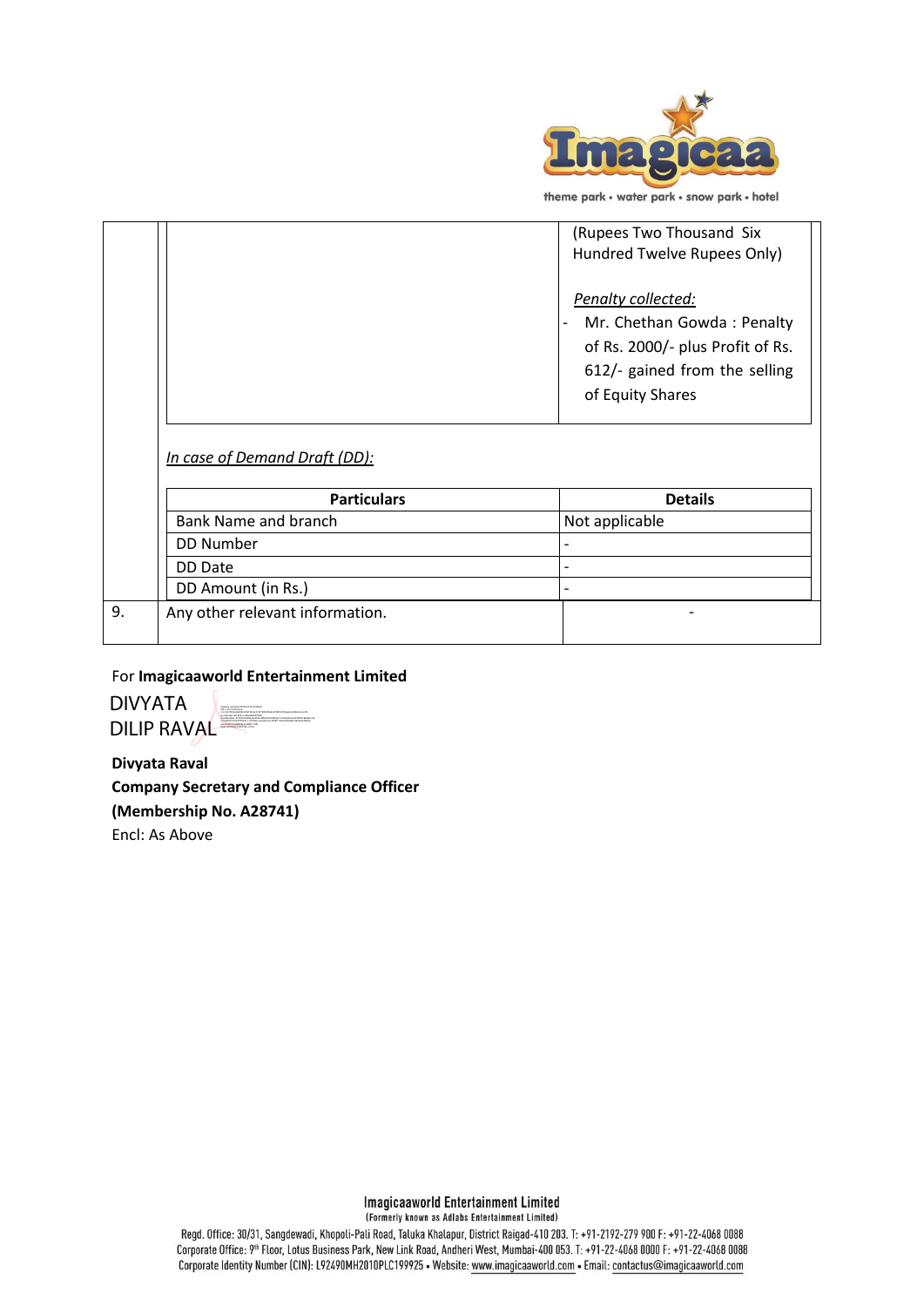| | | |
|---|---|---|
| | | (Rupees Two Thousand Six Hundred Twelve Rupees Only)<br><br>*Penalty collected:*<br>- Mr. Chethan Gowda : Penalty of Rs. 2000/- plus Profit of Rs. 612/- gained from the selling of Equity Shares |

*In case of Demand Draft (DD):*

| Particulars | Details |
|---|---|
| Bank Name and branch | Not applicable |
| DD Number | - |
| DD Date | - |
| DD Amount (in Rs.) | - |

| | | |
|---|---|---|
| 9. | Any other relevant information. | - |

For **Imagicaaworld Entertainment Limited**

DIVYATA DILIP RAVAL

**Divyata Raval**
**Company Secretary and Compliance Officer**
**(Membership No. A28741)**
Encl: As Above

Imagicaaworld Entertainment Limited
(Formerly known as Adlabs Entertainment Limited)
Regd. Office: 30/31, Sangdewadi, Khopoli-Pali Road, Taluka Khalapur, District Raigad-410 203. T: +91-2192-279 900 F: +91-22-4068 0088
Corporate Office: 9th Floor, Lotus Business Park, New Link Road, Andheri West, Mumbai-400 053. T: +91-22-4068 0000 F: +91-22-4068 0088
Corporate Identity Number (CIN): L92490MH2010PLC199925 • Website: www.imagicaaworld.com • Email: contactus@imagicaaworld.com